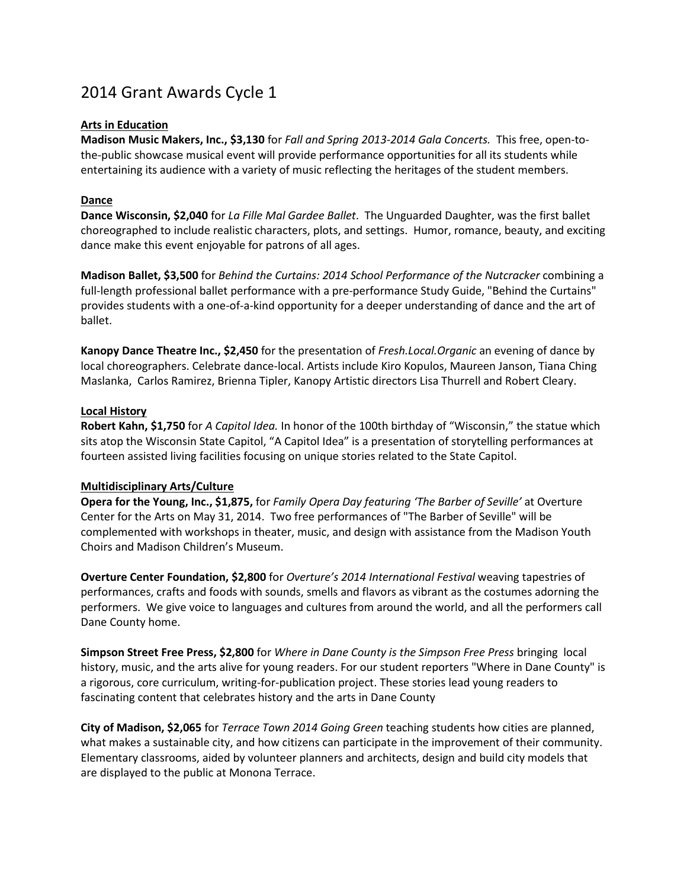# 2014 Grant Awards Cycle 1

**Arts in Education**

**Madison Music Makers, Inc., $3,130** for *Fall and Spring 2013-2014 Gala Concerts.* This free, open-to-the-public showcase musical event will provide performance opportunities for all its students while entertaining its audience with a variety of music reflecting the heritages of the student members.

**Dance**

**Dance Wisconsin, $2,040** for *La Fille Mal Gardee Ballet*. The Unguarded Daughter, was the first ballet choreographed to include realistic characters, plots, and settings. Humor, romance, beauty, and exciting dance make this event enjoyable for patrons of all ages.

**Madison Ballet, $3,500** for *Behind the Curtains: 2014 School Performance of the Nutcracker* combining a full-length professional ballet performance with a pre-performance Study Guide, "Behind the Curtains" provides students with a one-of-a-kind opportunity for a deeper understanding of dance and the art of ballet.

**Kanopy Dance Theatre Inc., $2,450** for the presentation of *Fresh.Local.Organic* an evening of dance by local choreographers. Celebrate dance-local. Artists include Kiro Kopulos, Maureen Janson, Tiana Ching Maslanka, Carlos Ramirez, Brienna Tipler, Kanopy Artistic directors Lisa Thurrell and Robert Cleary.

**Local History**

**Robert Kahn, $1,750** for *A Capitol Idea.* In honor of the 100th birthday of "Wisconsin," the statue which sits atop the Wisconsin State Capitol, "A Capitol Idea" is a presentation of storytelling performances at fourteen assisted living facilities focusing on unique stories related to the State Capitol.

**Multidisciplinary Arts/Culture**

**Opera for the Young, Inc., $1,875,** for *Family Opera Day featuring 'The Barber of Seville'* at Overture Center for the Arts on May 31, 2014. Two free performances of "The Barber of Seville" will be complemented with workshops in theater, music, and design with assistance from the Madison Youth Choirs and Madison Children's Museum.

**Overture Center Foundation, $2,800** for *Overture's 2014 International Festival* weaving tapestries of performances, crafts and foods with sounds, smells and flavors as vibrant as the costumes adorning the performers. We give voice to languages and cultures from around the world, and all the performers call Dane County home.

**Simpson Street Free Press, $2,800** for *Where in Dane County is the Simpson Free Press* bringing local history, music, and the arts alive for young readers. For our student reporters "Where in Dane County" is a rigorous, core curriculum, writing-for-publication project. These stories lead young readers to fascinating content that celebrates history and the arts in Dane County

**City of Madison, $2,065** for *Terrace Town 2014 Going Green* teaching students how cities are planned, what makes a sustainable city, and how citizens can participate in the improvement of their community. Elementary classrooms, aided by volunteer planners and architects, design and build city models that are displayed to the public at Monona Terrace.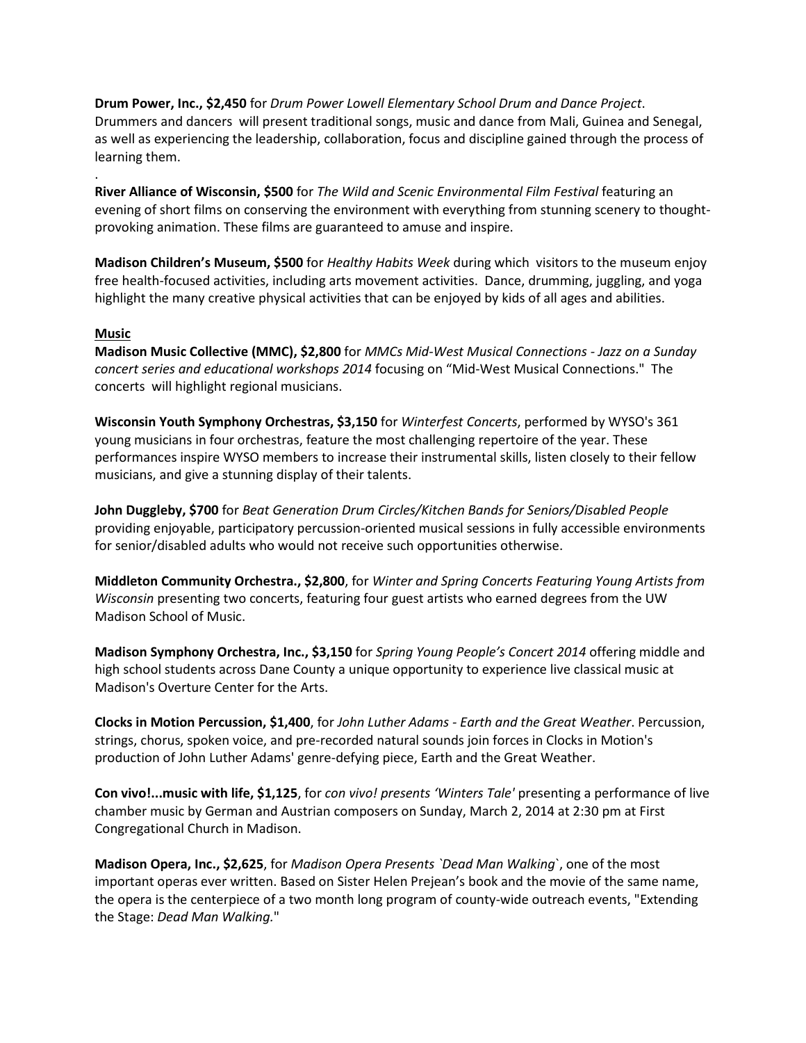**Drum Power, Inc., $2,450** for *Drum Power Lowell Elementary School Drum and Dance Project*. Drummers and dancers will present traditional songs, music and dance from Mali, Guinea and Senegal, as well as experiencing the leadership, collaboration, focus and discipline gained through the process of learning them.

.

**River Alliance of Wisconsin, $500** for *The Wild and Scenic Environmental Film Festival* featuring an evening of short films on conserving the environment with everything from stunning scenery to thought-provoking animation. These films are guaranteed to amuse and inspire.

**Madison Children's Museum, $500** for *Healthy Habits Week* during which visitors to the museum enjoy free health-focused activities, including arts movement activities. Dance, drumming, juggling, and yoga highlight the many creative physical activities that can be enjoyed by kids of all ages and abilities.

**Music**

**Madison Music Collective (MMC), $2,800** for *MMCs Mid-West Musical Connections - Jazz on a Sunday concert series and educational workshops 2014* focusing on "Mid-West Musical Connections." The concerts will highlight regional musicians.

**Wisconsin Youth Symphony Orchestras, $3,150** for *Winterfest Concerts*, performed by WYSO's 361 young musicians in four orchestras, feature the most challenging repertoire of the year. These performances inspire WYSO members to increase their instrumental skills, listen closely to their fellow musicians, and give a stunning display of their talents.

**John Duggleby, $700** for *Beat Generation Drum Circles/Kitchen Bands for Seniors/Disabled People* providing enjoyable, participatory percussion-oriented musical sessions in fully accessible environments for senior/disabled adults who would not receive such opportunities otherwise.

**Middleton Community Orchestra., $2,800**, for *Winter and Spring Concerts Featuring Young Artists from Wisconsin* presenting two concerts, featuring four guest artists who earned degrees from the UW Madison School of Music.

**Madison Symphony Orchestra, Inc., $3,150** for *Spring Young People's Concert 2014* offering middle and high school students across Dane County a unique opportunity to experience live classical music at Madison's Overture Center for the Arts.

**Clocks in Motion Percussion, $1,400**, for *John Luther Adams - Earth and the Great Weather*. Percussion, strings, chorus, spoken voice, and pre-recorded natural sounds join forces in Clocks in Motion's production of John Luther Adams' genre-defying piece, Earth and the Great Weather.

**Con vivo!...music with life, $1,125**, for *con vivo! presents 'Winters Tale'* presenting a performance of live chamber music by German and Austrian composers on Sunday, March 2, 2014 at 2:30 pm at First Congregational Church in Madison.

**Madison Opera, Inc., $2,625**, for *Madison Opera Presents `Dead Man Walking`*, one of the most important operas ever written. Based on Sister Helen Prejean's book and the movie of the same name, the opera is the centerpiece of a two month long program of county-wide outreach events, "Extending the Stage: *Dead Man Walking.*"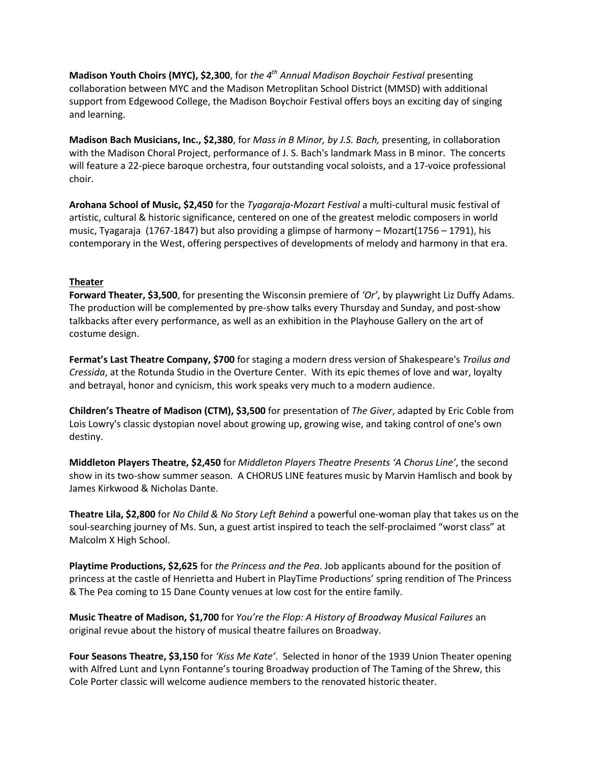**Madison Youth Choirs (MYC), \$2,300**, for *the 4th Annual Madison Boychoir Festival* presenting collaboration between MYC and the Madison Metroplitan School District (MMSD) with additional support from Edgewood College, the Madison Boychoir Festival offers boys an exciting day of singing and learning.

**Madison Bach Musicians, Inc., \$2,380**, for *Mass in B Minor, by J.S. Bach,* presenting, in collaboration with the Madison Choral Project, performance of J. S. Bach's landmark Mass in B minor. The concerts will feature a 22-piece baroque orchestra, four outstanding vocal soloists, and a 17-voice professional choir.

**Arohana School of Music, \$2,450** for the *Tyagaraja-Mozart Festival* a multi-cultural music festival of artistic, cultural & historic significance, centered on one of the greatest melodic composers in world music, Tyagaraja (1767-1847) but also providing a glimpse of harmony – Mozart(1756 – 1791), his contemporary in the West, offering perspectives of developments of melody and harmony in that era.

## Theater

**Forward Theater, \$3,500**, for presenting the Wisconsin premiere of *'Or'*, by playwright Liz Duffy Adams. The production will be complemented by pre-show talks every Thursday and Sunday, and post-show talkbacks after every performance, as well as an exhibition in the Playhouse Gallery on the art of costume design.

**Fermat's Last Theatre Company, \$700** for staging a modern dress version of Shakespeare's *Troilus and Cressida*, at the Rotunda Studio in the Overture Center. With its epic themes of love and war, loyalty and betrayal, honor and cynicism, this work speaks very much to a modern audience.

**Children's Theatre of Madison (CTM), \$3,500** for presentation of *The Giver*, adapted by Eric Coble from Lois Lowry's classic dystopian novel about growing up, growing wise, and taking control of one's own destiny.

**Middleton Players Theatre, \$2,450** for *Middleton Players Theatre Presents 'A Chorus Line'*, the second show in its two-show summer season. A CHORUS LINE features music by Marvin Hamlisch and book by James Kirkwood & Nicholas Dante.

**Theatre Lila, \$2,800** for *No Child & No Story Left Behind* a powerful one-woman play that takes us on the soul-searching journey of Ms. Sun, a guest artist inspired to teach the self-proclaimed "worst class" at Malcolm X High School.

**Playtime Productions, \$2,625** for *the Princess and the Pea*. Job applicants abound for the position of princess at the castle of Henrietta and Hubert in PlayTime Productions' spring rendition of The Princess & The Pea coming to 15 Dane County venues at low cost for the entire family.

**Music Theatre of Madison, \$1,700** for *You're the Flop: A History of Broadway Musical Failures* an original revue about the history of musical theatre failures on Broadway.

**Four Seasons Theatre, \$3,150** for *'Kiss Me Kate'*. Selected in honor of the 1939 Union Theater opening with Alfred Lunt and Lynn Fontanne's touring Broadway production of The Taming of the Shrew, this Cole Porter classic will welcome audience members to the renovated historic theater.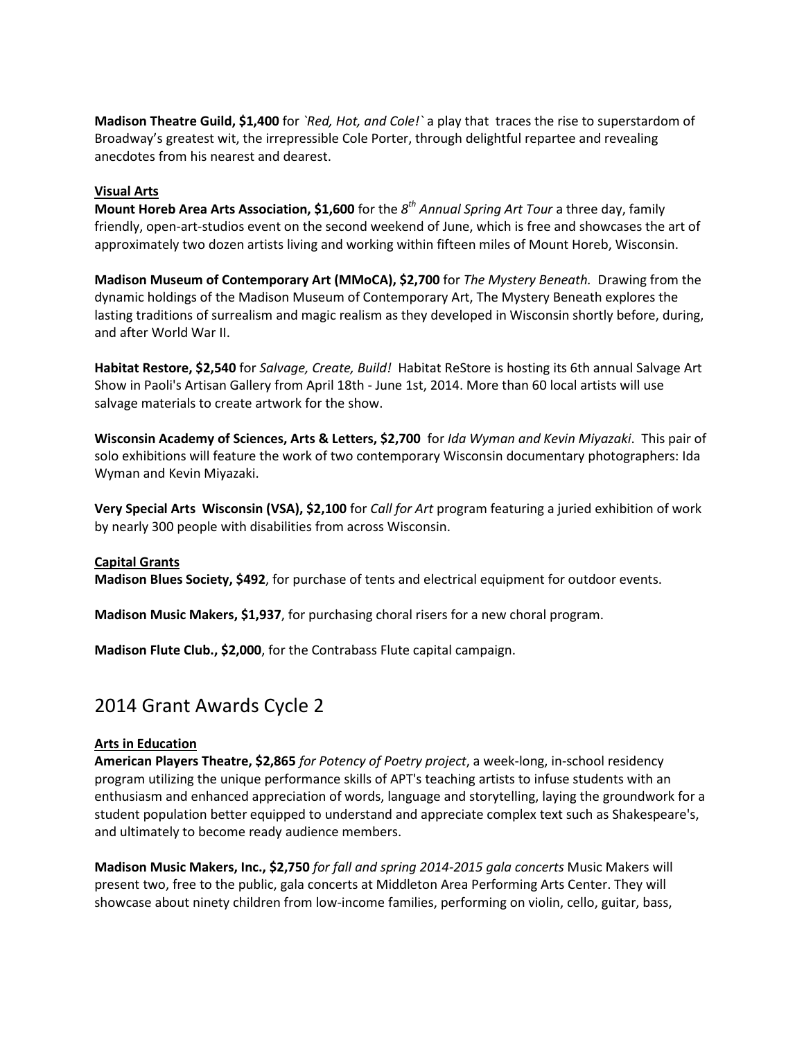**Madison Theatre Guild, $1,400** for *`Red, Hot, and Cole!`* a play that traces the rise to superstardom of Broadway's greatest wit, the irrepressible Cole Porter, through delightful repartee and revealing anecdotes from his nearest and dearest.

**Visual Arts**

**Mount Horeb Area Arts Association, $1,600** for the *8th Annual Spring Art Tour* a three day, family friendly, open-art-studios event on the second weekend of June, which is free and showcases the art of approximately two dozen artists living and working within fifteen miles of Mount Horeb, Wisconsin.

**Madison Museum of Contemporary Art (MMoCA), $2,700** for *The Mystery Beneath.* Drawing from the dynamic holdings of the Madison Museum of Contemporary Art, The Mystery Beneath explores the lasting traditions of surrealism and magic realism as they developed in Wisconsin shortly before, during, and after World War II.

**Habitat Restore, $2,540** for *Salvage, Create, Build!* Habitat ReStore is hosting its 6th annual Salvage Art Show in Paoli's Artisan Gallery from April 18th - June 1st, 2014. More than 60 local artists will use salvage materials to create artwork for the show.

**Wisconsin Academy of Sciences, Arts & Letters, $2,700** for *Ida Wyman and Kevin Miyazaki*. This pair of solo exhibitions will feature the work of two contemporary Wisconsin documentary photographers: Ida Wyman and Kevin Miyazaki.

**Very Special Arts Wisconsin (VSA), $2,100** for *Call for Art* program featuring a juried exhibition of work by nearly 300 people with disabilities from across Wisconsin.

**Capital Grants**

**Madison Blues Society, $492**, for purchase of tents and electrical equipment for outdoor events.

**Madison Music Makers, $1,937**, for purchasing choral risers for a new choral program.

**Madison Flute Club., $2,000**, for the Contrabass Flute capital campaign.

## 2014 Grant Awards Cycle 2

**Arts in Education**

**American Players Theatre, $2,865** *for Potency of Poetry project*, a week-long, in-school residency program utilizing the unique performance skills of APT's teaching artists to infuse students with an enthusiasm and enhanced appreciation of words, language and storytelling, laying the groundwork for a student population better equipped to understand and appreciate complex text such as Shakespeare's, and ultimately to become ready audience members.

**Madison Music Makers, Inc., $2,750** *for fall and spring 2014-2015 gala concerts* Music Makers will present two, free to the public, gala concerts at Middleton Area Performing Arts Center. They will showcase about ninety children from low-income families, performing on violin, cello, guitar, bass,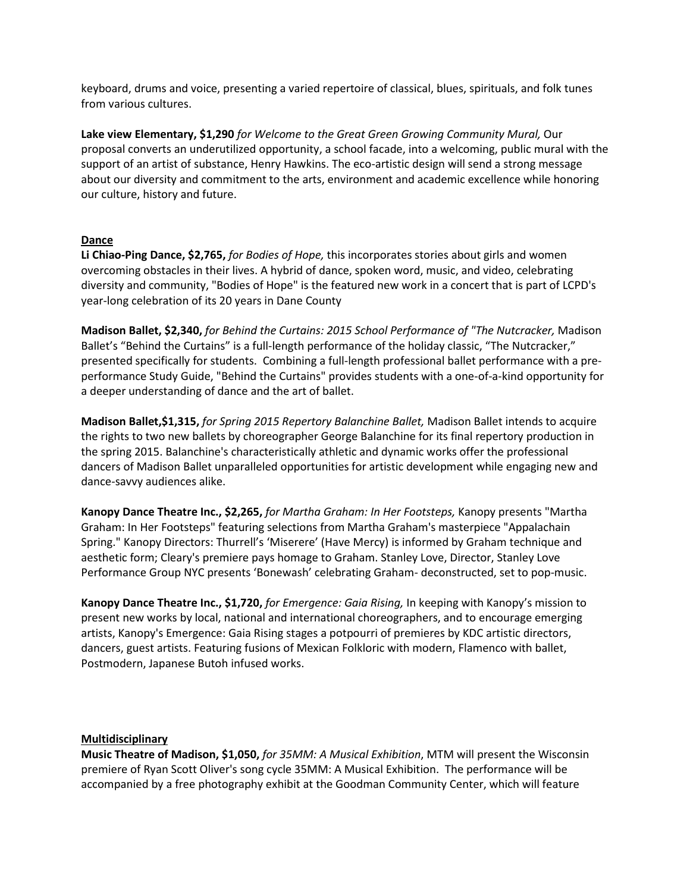keyboard, drums and voice, presenting a varied repertoire of classical, blues, spirituals, and folk tunes from various cultures.

**Lake view Elementary, $1,290** *for Welcome to the Great Green Growing Community Mural,* Our proposal converts an underutilized opportunity, a school facade, into a welcoming, public mural with the support of an artist of substance, Henry Hawkins. The eco-artistic design will send a strong message about our diversity and commitment to the arts, environment and academic excellence while honoring our culture, history and future.

## Dance

**Li Chiao-Ping Dance, $2,765,** *for Bodies of Hope,* this incorporates stories about girls and women overcoming obstacles in their lives. A hybrid of dance, spoken word, music, and video, celebrating diversity and community, "Bodies of Hope" is the featured new work in a concert that is part of LCPD's year-long celebration of its 20 years in Dane County

**Madison Ballet, $2,340,** *for Behind the Curtains: 2015 School Performance of "The Nutcracker,* Madison Ballet's "Behind the Curtains" is a full-length performance of the holiday classic, "The Nutcracker," presented specifically for students. Combining a full-length professional ballet performance with a pre-performance Study Guide, "Behind the Curtains" provides students with a one-of-a-kind opportunity for a deeper understanding of dance and the art of ballet.

**Madison Ballet,$1,315,** *for Spring 2015 Repertory Balanchine Ballet,* Madison Ballet intends to acquire the rights to two new ballets by choreographer George Balanchine for its final repertory production in the spring 2015. Balanchine's characteristically athletic and dynamic works offer the professional dancers of Madison Ballet unparalleled opportunities for artistic development while engaging new and dance-savvy audiences alike.

**Kanopy Dance Theatre Inc., $2,265,** *for Martha Graham: In Her Footsteps,* Kanopy presents "Martha Graham: In Her Footsteps" featuring selections from Martha Graham's masterpiece "Appalachain Spring." Kanopy Directors: Thurrell's 'Miserere' (Have Mercy) is informed by Graham technique and aesthetic form; Cleary's premiere pays homage to Graham. Stanley Love, Director, Stanley Love Performance Group NYC presents 'Bonewash' celebrating Graham- deconstructed, set to pop-music.

**Kanopy Dance Theatre Inc., $1,720,** *for Emergence: Gaia Rising,* In keeping with Kanopy's mission to present new works by local, national and international choreographers, and to encourage emerging artists, Kanopy's Emergence: Gaia Rising stages a potpourri of premieres by KDC artistic directors, dancers, guest artists. Featuring fusions of Mexican Folkloric with modern, Flamenco with ballet, Postmodern, Japanese Butoh infused works.

## Multidisciplinary

**Music Theatre of Madison, $1,050,** *for 35MM: A Musical Exhibition*, MTM will present the Wisconsin premiere of Ryan Scott Oliver's song cycle 35MM: A Musical Exhibition. The performance will be accompanied by a free photography exhibit at the Goodman Community Center, which will feature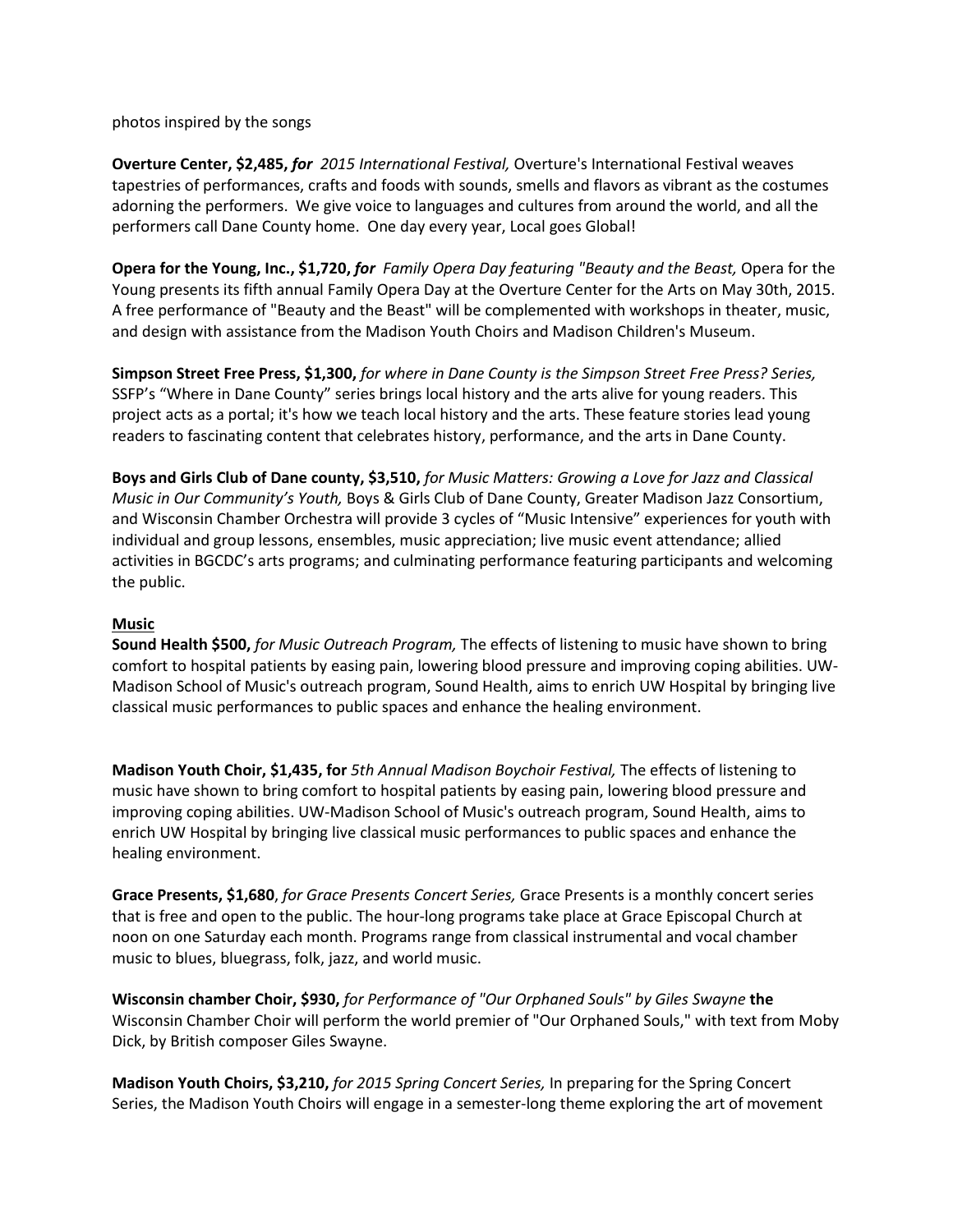photos inspired by the songs

**Overture Center, $2,485,** ***for*** *2015 International Festival,* Overture's International Festival weaves tapestries of performances, crafts and foods with sounds, smells and flavors as vibrant as the costumes adorning the performers. We give voice to languages and cultures from around the world, and all the performers call Dane County home. One day every year, Local goes Global!

**Opera for the Young, Inc., $1,720,** ***for*** *Family Opera Day featuring "Beauty and the Beast,* Opera for the Young presents its fifth annual Family Opera Day at the Overture Center for the Arts on May 30th, 2015. A free performance of "Beauty and the Beast" will be complemented with workshops in theater, music, and design with assistance from the Madison Youth Choirs and Madison Children's Museum.

**Simpson Street Free Press, $1,300,** *for where in Dane County is the Simpson Street Free Press? Series,* SSFP's "Where in Dane County" series brings local history and the arts alive for young readers. This project acts as a portal; it's how we teach local history and the arts. These feature stories lead young readers to fascinating content that celebrates history, performance, and the arts in Dane County.

**Boys and Girls Club of Dane county, $3,510,** *for Music Matters: Growing a Love for Jazz and Classical Music in Our Community's Youth,* Boys & Girls Club of Dane County, Greater Madison Jazz Consortium, and Wisconsin Chamber Orchestra will provide 3 cycles of "Music Intensive" experiences for youth with individual and group lessons, ensembles, music appreciation; live music event attendance; allied activities in BGCDC's arts programs; and culminating performance featuring participants and welcoming the public.

**<u>Music</u>**

**Sound Health $500,** *for Music Outreach Program,* The effects of listening to music have shown to bring comfort to hospital patients by easing pain, lowering blood pressure and improving coping abilities. UW-Madison School of Music's outreach program, Sound Health, aims to enrich UW Hospital by bringing live classical music performances to public spaces and enhance the healing environment.

**Madison Youth Choir, $1,435, for** *5th Annual Madison Boychoir Festival,* The effects of listening to music have shown to bring comfort to hospital patients by easing pain, lowering blood pressure and improving coping abilities. UW-Madison School of Music's outreach program, Sound Health, aims to enrich UW Hospital by bringing live classical music performances to public spaces and enhance the healing environment.

**Grace Presents, $1,680**, *for Grace Presents Concert Series,* Grace Presents is a monthly concert series that is free and open to the public. The hour-long programs take place at Grace Episcopal Church at noon on one Saturday each month. Programs range from classical instrumental and vocal chamber music to blues, bluegrass, folk, jazz, and world music.

**Wisconsin chamber Choir, $930,** *for Performance of "Our Orphaned Souls" by Giles Swayne* **the** Wisconsin Chamber Choir will perform the world premier of "Our Orphaned Souls," with text from Moby Dick, by British composer Giles Swayne.

**Madison Youth Choirs, $3,210,** *for 2015 Spring Concert Series,* In preparing for the Spring Concert Series, the Madison Youth Choirs will engage in a semester-long theme exploring the art of movement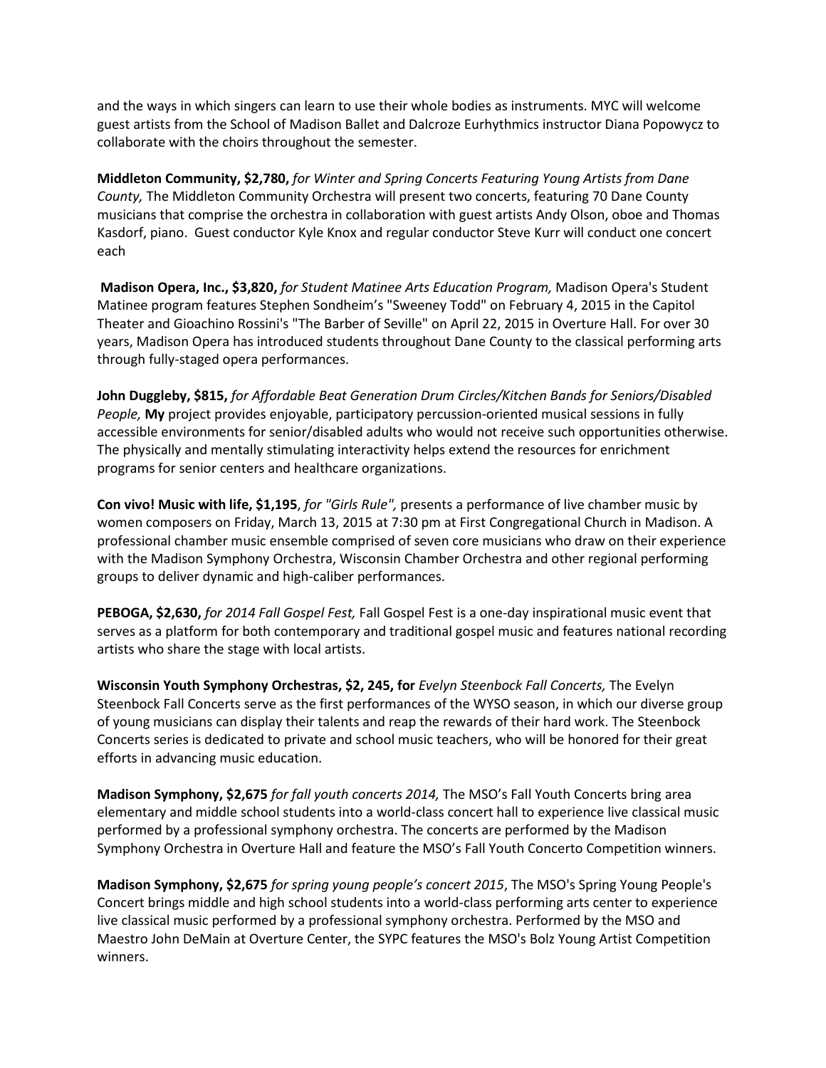and the ways in which singers can learn to use their whole bodies as instruments. MYC will welcome guest artists from the School of Madison Ballet and Dalcroze Eurhythmics instructor Diana Popowycz to collaborate with the choirs throughout the semester.

**Middleton Community, $2,780,** *for Winter and Spring Concerts Featuring Young Artists from Dane County,* The Middleton Community Orchestra will present two concerts, featuring 70 Dane County musicians that comprise the orchestra in collaboration with guest artists Andy Olson, oboe and Thomas Kasdorf, piano. Guest conductor Kyle Knox and regular conductor Steve Kurr will conduct one concert each

**Madison Opera, Inc., $3,820,** *for Student Matinee Arts Education Program,* Madison Opera's Student Matinee program features Stephen Sondheim's "Sweeney Todd" on February 4, 2015 in the Capitol Theater and Gioachino Rossini's "The Barber of Seville" on April 22, 2015 in Overture Hall. For over 30 years, Madison Opera has introduced students throughout Dane County to the classical performing arts through fully-staged opera performances.

**John Duggleby, $815,** *for Affordable Beat Generation Drum Circles/Kitchen Bands for Seniors/Disabled People,* **My** project provides enjoyable, participatory percussion-oriented musical sessions in fully accessible environments for senior/disabled adults who would not receive such opportunities otherwise. The physically and mentally stimulating interactivity helps extend the resources for enrichment programs for senior centers and healthcare organizations.

**Con vivo! Music with life, $1,195**, *for "Girls Rule",* presents a performance of live chamber music by women composers on Friday, March 13, 2015 at 7:30 pm at First Congregational Church in Madison. A professional chamber music ensemble comprised of seven core musicians who draw on their experience with the Madison Symphony Orchestra, Wisconsin Chamber Orchestra and other regional performing groups to deliver dynamic and high-caliber performances.

**PEBOGA, $2,630,** *for 2014 Fall Gospel Fest,* Fall Gospel Fest is a one-day inspirational music event that serves as a platform for both contemporary and traditional gospel music and features national recording artists who share the stage with local artists.

**Wisconsin Youth Symphony Orchestras, $2, 245, for** *Evelyn Steenbock Fall Concerts,* The Evelyn Steenbock Fall Concerts serve as the first performances of the WYSO season, in which our diverse group of young musicians can display their talents and reap the rewards of their hard work. The Steenbock Concerts series is dedicated to private and school music teachers, who will be honored for their great efforts in advancing music education.

**Madison Symphony, $2,675** *for fall youth concerts 2014,* The MSO's Fall Youth Concerts bring area elementary and middle school students into a world-class concert hall to experience live classical music performed by a professional symphony orchestra. The concerts are performed by the Madison Symphony Orchestra in Overture Hall and feature the MSO's Fall Youth Concerto Competition winners.

**Madison Symphony, $2,675** *for spring young people's concert 2015*, The MSO's Spring Young People's Concert brings middle and high school students into a world-class performing arts center to experience live classical music performed by a professional symphony orchestra. Performed by the MSO and Maestro John DeMain at Overture Center, the SYPC features the MSO's Bolz Young Artist Competition winners.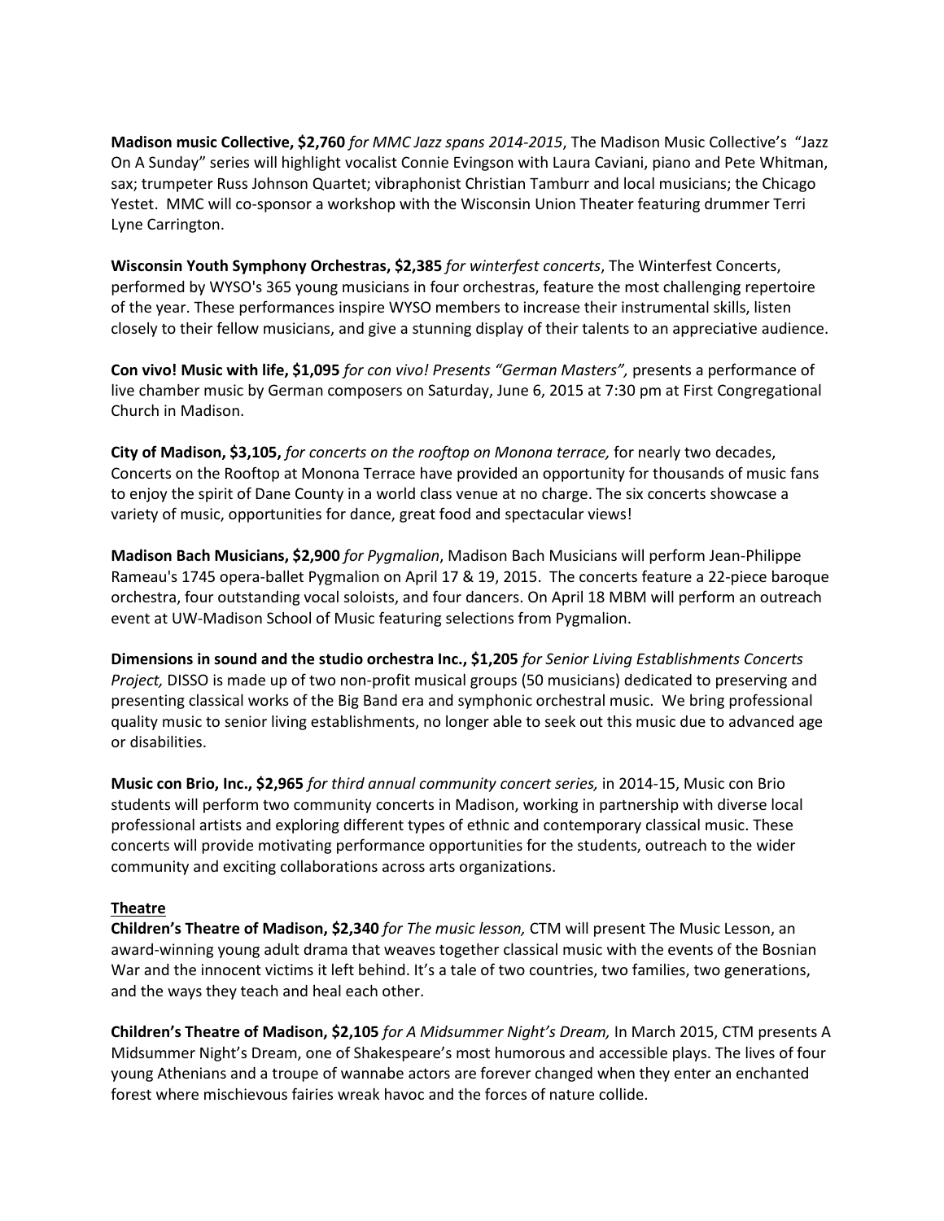**Madison music Collective, $2,760** *for MMC Jazz spans 2014-2015*, The Madison Music Collective's "Jazz On A Sunday" series will highlight vocalist Connie Evingson with Laura Caviani, piano and Pete Whitman, sax; trumpeter Russ Johnson Quartet; vibraphonist Christian Tamburr and local musicians; the Chicago Yestet. MMC will co-sponsor a workshop with the Wisconsin Union Theater featuring drummer Terri Lyne Carrington.

**Wisconsin Youth Symphony Orchestras, $2,385** *for winterfest concerts*, The Winterfest Concerts, performed by WYSO's 365 young musicians in four orchestras, feature the most challenging repertoire of the year. These performances inspire WYSO members to increase their instrumental skills, listen closely to their fellow musicians, and give a stunning display of their talents to an appreciative audience.

**Con vivo! Music with life, $1,095** *for con vivo! Presents "German Masters",* presents a performance of live chamber music by German composers on Saturday, June 6, 2015 at 7:30 pm at First Congregational Church in Madison.

**City of Madison, $3,105,** *for concerts on the rooftop on Monona terrace,* for nearly two decades, Concerts on the Rooftop at Monona Terrace have provided an opportunity for thousands of music fans to enjoy the spirit of Dane County in a world class venue at no charge. The six concerts showcase a variety of music, opportunities for dance, great food and spectacular views!

**Madison Bach Musicians, $2,900** *for Pygmalion*, Madison Bach Musicians will perform Jean-Philippe Rameau's 1745 opera-ballet Pygmalion on April 17 & 19, 2015. The concerts feature a 22-piece baroque orchestra, four outstanding vocal soloists, and four dancers. On April 18 MBM will perform an outreach event at UW-Madison School of Music featuring selections from Pygmalion.

**Dimensions in sound and the studio orchestra Inc., $1,205** *for Senior Living Establishments Concerts Project,* DISSO is made up of two non-profit musical groups (50 musicians) dedicated to preserving and presenting classical works of the Big Band era and symphonic orchestral music. We bring professional quality music to senior living establishments, no longer able to seek out this music due to advanced age or disabilities.

**Music con Brio, Inc., $2,965** *for third annual community concert series,* in 2014-15, Music con Brio students will perform two community concerts in Madison, working in partnership with diverse local professional artists and exploring different types of ethnic and contemporary classical music. These concerts will provide motivating performance opportunities for the students, outreach to the wider community and exciting collaborations across arts organizations.

## Theatre

**Children's Theatre of Madison, $2,340** *for The music lesson,* CTM will present The Music Lesson, an award-winning young adult drama that weaves together classical music with the events of the Bosnian War and the innocent victims it left behind. It's a tale of two countries, two families, two generations, and the ways they teach and heal each other.

**Children's Theatre of Madison, $2,105** *for A Midsummer Night's Dream,* In March 2015, CTM presents A Midsummer Night's Dream, one of Shakespeare's most humorous and accessible plays. The lives of four young Athenians and a troupe of wannabe actors are forever changed when they enter an enchanted forest where mischievous fairies wreak havoc and the forces of nature collide.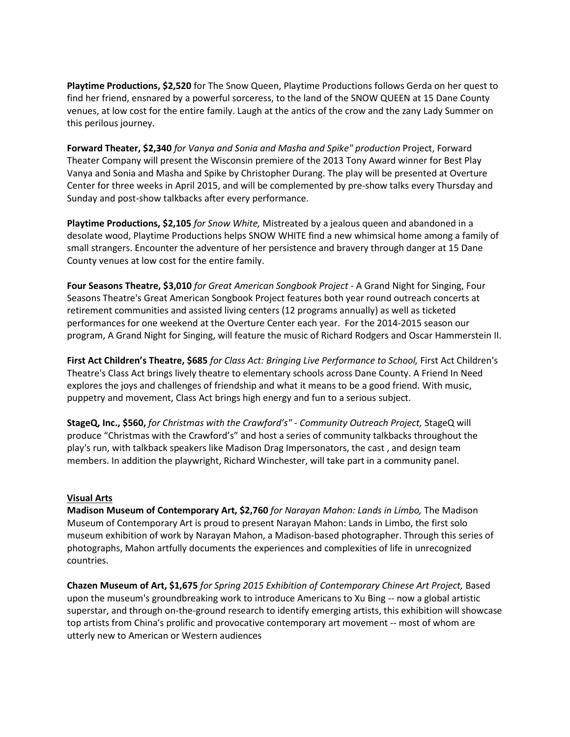**Playtime Productions, $2,520** for The Snow Queen, Playtime Productions follows Gerda on her quest to find her friend, ensnared by a powerful sorceress, to the land of the SNOW QUEEN at 15 Dane County venues, at low cost for the entire family. Laugh at the antics of the crow and the zany Lady Summer on this perilous journey.

**Forward Theater, $2,340** *for Vanya and Sonia and Masha and Spike" production* Project, Forward Theater Company will present the Wisconsin premiere of the 2013 Tony Award winner for Best Play Vanya and Sonia and Masha and Spike by Christopher Durang. The play will be presented at Overture Center for three weeks in April 2015, and will be complemented by pre-show talks every Thursday and Sunday and post-show talkbacks after every performance.

**Playtime Productions, $2,105** *for Snow White,* Mistreated by a jealous queen and abandoned in a desolate wood, Playtime Productions helps SNOW WHITE find a new whimsical home among a family of small strangers. Encounter the adventure of her persistence and bravery through danger at 15 Dane County venues at low cost for the entire family.

**Four Seasons Theatre, $3,010** *for Great American Songbook Project* - A Grand Night for Singing, Four Seasons Theatre's Great American Songbook Project features both year round outreach concerts at retirement communities and assisted living centers (12 programs annually) as well as ticketed performances for one weekend at the Overture Center each year. For the 2014-2015 season our program, A Grand Night for Singing, will feature the music of Richard Rodgers and Oscar Hammerstein II.

**First Act Children's Theatre, $685** *for Class Act: Bringing Live Performance to School,* First Act Children's Theatre's Class Act brings lively theatre to elementary schools across Dane County. A Friend In Need explores the joys and challenges of friendship and what it means to be a good friend. With music, puppetry and movement, Class Act brings high energy and fun to a serious subject.

**StageQ, Inc., $560,** *for Christmas with the Crawford's" - Community Outreach Project,* StageQ will produce "Christmas with the Crawford's" and host a series of community talkbacks throughout the play's run, with talkback speakers like Madison Drag Impersonators, the cast , and design team members. In addition the playwright, Richard Winchester, will take part in a community panel.

<u>Visual Arts</u>

**Madison Museum of Contemporary Art, $2,760** *for Narayan Mahon: Lands in Limbo,* The Madison Museum of Contemporary Art is proud to present Narayan Mahon: Lands in Limbo, the first solo museum exhibition of work by Narayan Mahon, a Madison-based photographer. Through this series of photographs, Mahon artfully documents the experiences and complexities of life in unrecognized countries.

**Chazen Museum of Art, $1,675** *for Spring 2015 Exhibition of Contemporary Chinese Art Project,* Based upon the museum's groundbreaking work to introduce Americans to Xu Bing -- now a global artistic superstar, and through on-the-ground research to identify emerging artists, this exhibition will showcase top artists from China's prolific and provocative contemporary art movement -- most of whom are utterly new to American or Western audiences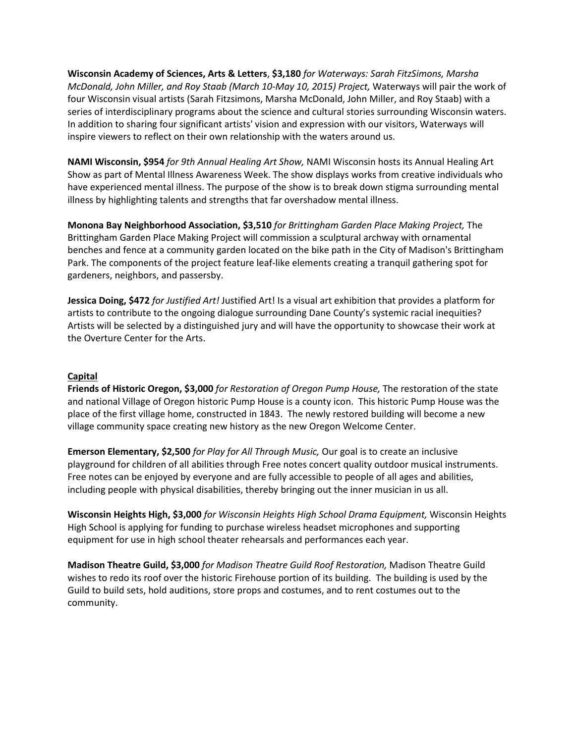**Wisconsin Academy of Sciences, Arts & Letters**, **$3,180** *for Waterways: Sarah FitzSimons, Marsha McDonald, John Miller, and Roy Staab (March 10-May 10, 2015) Project,* Waterways will pair the work of four Wisconsin visual artists (Sarah Fitzsimons, Marsha McDonald, John Miller, and Roy Staab) with a series of interdisciplinary programs about the science and cultural stories surrounding Wisconsin waters. In addition to sharing four significant artists' vision and expression with our visitors, Waterways will inspire viewers to reflect on their own relationship with the waters around us.

**NAMI Wisconsin, $954** *for 9th Annual Healing Art Show,* NAMI Wisconsin hosts its Annual Healing Art Show as part of Mental Illness Awareness Week. The show displays works from creative individuals who have experienced mental illness. The purpose of the show is to break down stigma surrounding mental illness by highlighting talents and strengths that far overshadow mental illness.

**Monona Bay Neighborhood Association, $3,510** *for Brittingham Garden Place Making Project,* The Brittingham Garden Place Making Project will commission a sculptural archway with ornamental benches and fence at a community garden located on the bike path in the City of Madison's Brittingham Park. The components of the project feature leaf-like elements creating a tranquil gathering spot for gardeners, neighbors, and passersby.

**Jessica Doing, $472** *for Justified Art!* Justified Art! Is a visual art exhibition that provides a platform for artists to contribute to the ongoing dialogue surrounding Dane County's systemic racial inequities? Artists will be selected by a distinguished jury and will have the opportunity to showcase their work at the Overture Center for the Arts.

## Capital

**Friends of Historic Oregon, $3,000** *for Restoration of Oregon Pump House,* The restoration of the state and national Village of Oregon historic Pump House is a county icon. This historic Pump House was the place of the first village home, constructed in 1843. The newly restored building will become a new village community space creating new history as the new Oregon Welcome Center.

**Emerson Elementary, $2,500** *for Play for All Through Music,* Our goal is to create an inclusive playground for children of all abilities through Free notes concert quality outdoor musical instruments. Free notes can be enjoyed by everyone and are fully accessible to people of all ages and abilities, including people with physical disabilities, thereby bringing out the inner musician in us all.

**Wisconsin Heights High, $3,000** *for Wisconsin Heights High School Drama Equipment,* Wisconsin Heights High School is applying for funding to purchase wireless headset microphones and supporting equipment for use in high school theater rehearsals and performances each year.

**Madison Theatre Guild, $3,000** *for Madison Theatre Guild Roof Restoration,* Madison Theatre Guild wishes to redo its roof over the historic Firehouse portion of its building. The building is used by the Guild to build sets, hold auditions, store props and costumes, and to rent costumes out to the community.